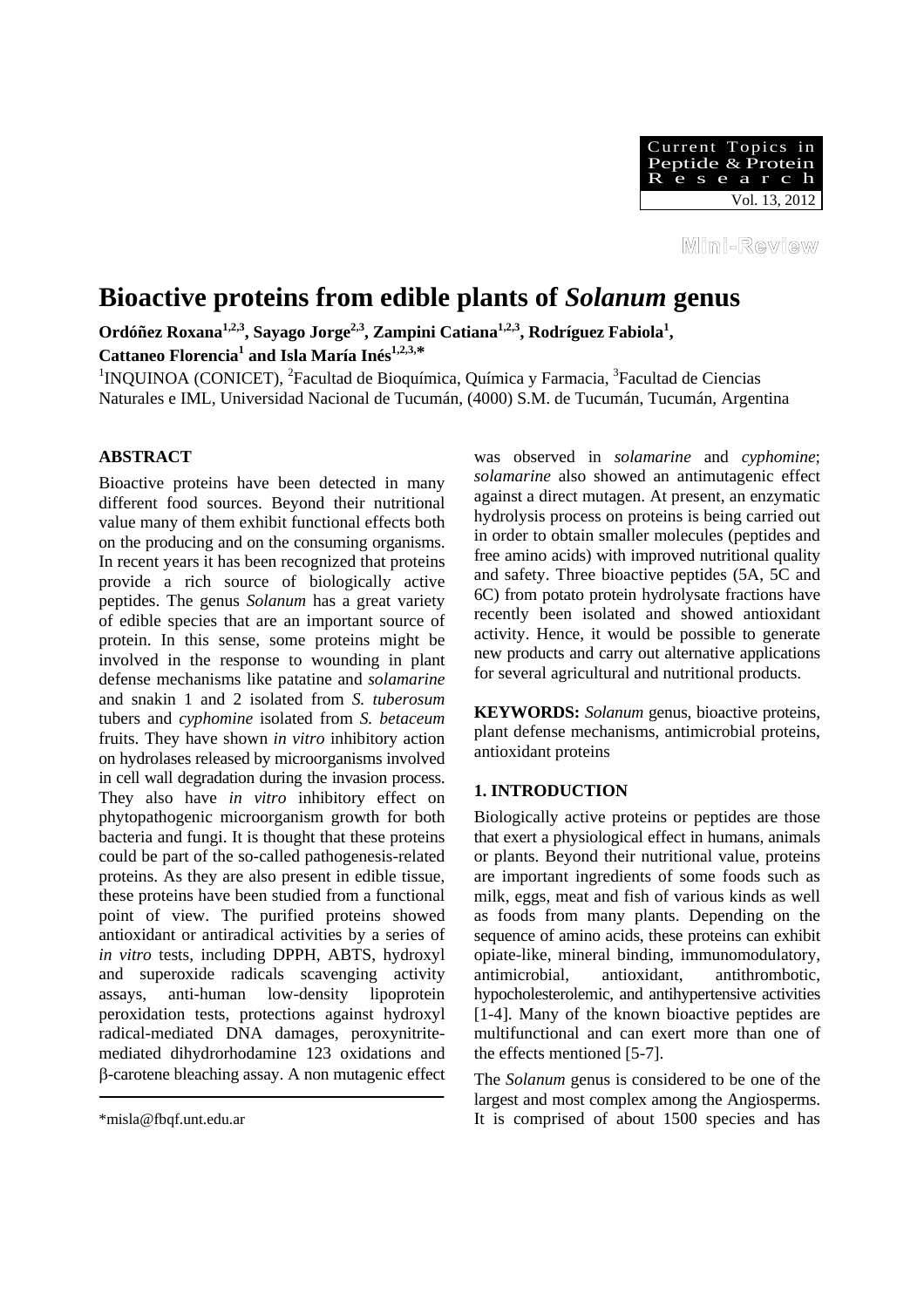Mini-Review

# Bioactive proteins from edible plants of *Solanum* genus

**Ordóñez Roxana[1,2,3], Sayago Jorge[2,3], Zampini Catiana[1,2,3], Rodríguez Fabiola[1], Cattaneo Florencia[1] and Isla María Inés[1,2,3,]***

[1]INQUINOA (CONICET), [2]Facultad de Bioquímica, Química y Farmacia, [3]Facultad de Ciencias Naturales e IML, Universidad Nacional de Tucumán, (4000) S.M. de Tucumán, Tucumán, Argentina

## ABSTRACT

Bioactive proteins have been detected in many different food sources. Beyond their nutritional value many of them exhibit functional effects both on the producing and on the consuming organisms. In recent years it has been recognized that proteins provide a rich source of biologically active peptides. The genus *Solanum* has a great variety of edible species that are an important source of protein. In this sense, some proteins might be involved in the response to wounding in plant defense mechanisms like patatine and *solamarine* and snakin 1 and 2 isolated from *S. tuberosum* tubers and *cyphomine* isolated from *S. betaceum* fruits. They have shown *in vitro* inhibitory action on hydrolases released by microorganisms involved in cell wall degradation during the invasion process. They also have *in vitro* inhibitory effect on phytopathogenic microorganism growth for both bacteria and fungi. It is thought that these proteins could be part of the so-called pathogenesis-related proteins. As they are also present in edible tissue, these proteins have been studied from a functional point of view. The purified proteins showed antioxidant or antiradical activities by a series of *in vitro* tests, including DPPH, ABTS, hydroxyl and superoxide radicals scavenging activity assays, anti-human low-density lipoprotein peroxidation tests, protections against hydroxyl radical-mediated DNA damages, peroxynitrite-mediated dihydrorhodamine 123 oxidations and β-carotene bleaching assay. A non mutagenic effect was observed in *solamarine* and *cyphomine*; *solamarine* also showed an antimutagenic effect against a direct mutagen. At present, an enzymatic hydrolysis process on proteins is being carried out in order to obtain smaller molecules (peptides and free amino acids) with improved nutritional quality and safety. Three bioactive peptides (5A, 5C and 6C) from potato protein hydrolysate fractions have recently been isolated and showed antioxidant activity. Hence, it would be possible to generate new products and carry out alternative applications for several agricultural and nutritional products.

**KEYWORDS:** *Solanum* genus, bioactive proteins, plant defense mechanisms, antimicrobial proteins, antioxidant proteins

## 1. INTRODUCTION

Biologically active proteins or peptides are those that exert a physiological effect in humans, animals or plants. Beyond their nutritional value, proteins are important ingredients of some foods such as milk, eggs, meat and fish of various kinds as well as foods from many plants. Depending on the sequence of amino acids, these proteins can exhibit opiate-like, mineral binding, immunomodulatory, antimicrobial, antioxidant, antithrombotic, hypocholesterolemic, and antihypertensive activities [1-4]. Many of the known bioactive peptides are multifunctional and can exert more than one of the effects mentioned [5-7].

The *Solanum* genus is considered to be one of the largest and most complex among the Angiosperms. It is comprised of about 1500 species and has

*misla@fbqf.unt.edu.ar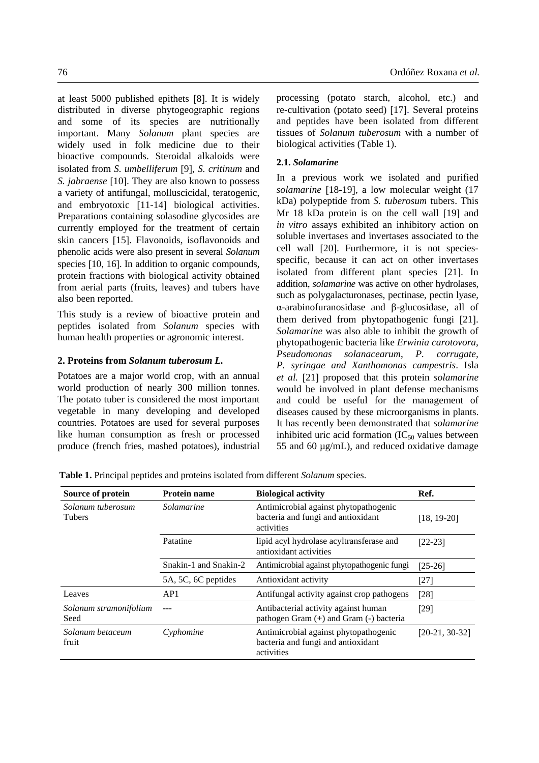at least 5000 published epithets [8]. It is widely distributed in diverse phytogeographic regions and some of its species are nutritionally important. Many *Solanum* plant species are widely used in folk medicine due to their bioactive compounds. Steroidal alkaloids were isolated from *S. umbelliferum* [9], *S. critinum* and *S. jabraense* [10]. They are also known to possess a variety of antifungal, molluscicidal, teratogenic, and embryotoxic [11-14] biological activities. Preparations containing solasodine glycosides are currently employed for the treatment of certain skin cancers [15]. Flavonoids, isoflavonoids and phenolic acids were also present in several *Solanum* species [10, 16]. In addition to organic compounds, protein fractions with biological activity obtained from aerial parts (fruits, leaves) and tubers have also been reported.

This study is a review of bioactive protein and peptides isolated from *Solanum* species with human health properties or agronomic interest.

## 2. Proteins from *Solanum tuberosum L.*

Potatoes are a major world crop, with an annual world production of nearly 300 million tonnes. The potato tuber is considered the most important vegetable in many developing and developed countries. Potatoes are used for several purposes like human consumption as fresh or processed produce (french fries, mashed potatoes), industrial processing (potato starch, alcohol, etc.) and re-cultivation (potato seed) [17]. Several proteins and peptides have been isolated from different tissues of *Solanum tuberosum* with a number of biological activities (Table 1).

### 2.1. *Solamarine*

In a previous work we isolated and purified *solamarine* [18-19], a low molecular weight (17 kDa) polypeptide from *S. tuberosum* tubers. This Mr 18 kDa protein is on the cell wall [19] and *in vitro* assays exhibited an inhibitory action on soluble invertases and invertases associated to the cell wall [20]. Furthermore, it is not species-specific, because it can act on other invertases isolated from different plant species [21]. In addition, *solamarine* was active on other hydrolases, such as polygalacturonases, pectinase, pectin lyase, α-arabinofuranosidase and β-glucosidase, all of them derived from phytopathogenic fungi [21]. *Solamarine* was also able to inhibit the growth of phytopathogenic bacteria like *Erwinia carotovora*, *Pseudomonas solanacearum*, *P. corrugate*, *P. syringae and Xanthomonas campestris*. Isla *et al.* [21] proposed that this protein *solamarine* would be involved in plant defense mechanisms and could be useful for the management of diseases caused by these microorganisms in plants. It has recently been demonstrated that *solamarine* inhibited uric acid formation ($IC_{50}$ values between 55 and 60 µg/mL), and reduced oxidative damage

**Table 1.** Principal peptides and proteins isolated from different *Solanum* species.

| Source of protein | Protein name | Biological activity | Ref. |
|---|---|---|---|
| *Solanum tuberosum* Tubers | *Solamarine* | Antimicrobial against phytopathogenic bacteria and fungi and antioxidant activities | [18, 19-20] |
| | Patatine | lipid acyl hydrolase acyltransferase and antioxidant activities | [22-23] |
| | Snakin-1 and Snakin-2 | Antimicrobial against phytopathogenic fungi | [25-26] |
| | 5A, 5C, 6C peptides | Antioxidant activity | [27] |
| Leaves | AP1 | Antifungal activity against crop pathogens | [28] |
| *Solanum stramonifolium* Seed | --- | Antibacterial activity against human pathogen Gram (+) and Gram (-) bacteria | [29] |
| *Solanum betaceum* fruit | *Cyphomine* | Antimicrobial against phytopathogenic bacteria and fungi and antioxidant activities | [20-21, 30-32] |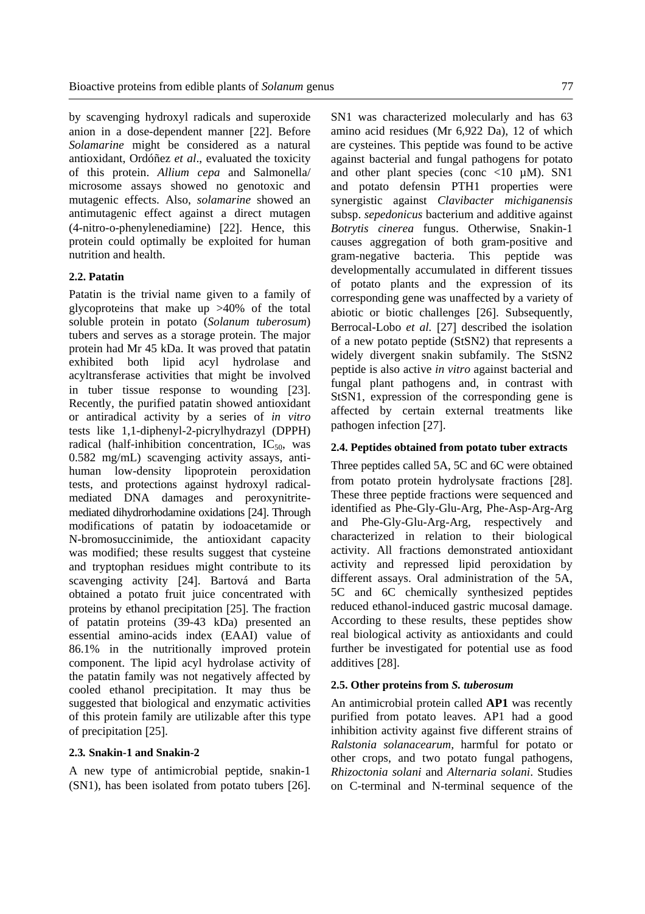by scavenging hydroxyl radicals and superoxide anion in a dose-dependent manner [22]. Before *Solamarine* might be considered as a natural antioxidant, Ordóñez *et al*., evaluated the toxicity of this protein. *Allium cepa* and Salmonella/ microsome assays showed no genotoxic and mutagenic effects. Also, *solamarine* showed an antimutagenic effect against a direct mutagen (4-nitro-o-phenylenediamine) [22]. Hence, this protein could optimally be exploited for human nutrition and health.

### 2.2. Patatin

Patatin is the trivial name given to a family of glycoproteins that make up >40% of the total soluble protein in potato (*Solanum tuberosum*) tubers and serves as a storage protein. The major protein had Mr 45 kDa. It was proved that patatin exhibited both lipid acyl hydrolase and acyltransferase activities that might be involved in tuber tissue response to wounding [23]. Recently, the purified patatin showed antioxidant or antiradical activity by a series of *in vitro* tests like 1,1-diphenyl-2-picrylhydrazyl (DPPH) radical (half-inhibition concentration, $IC_{50}$, was 0.582 mg/mL) scavenging activity assays, anti-human low-density lipoprotein peroxidation tests, and protections against hydroxyl radical-mediated DNA damages and peroxynitrite-mediated dihydrorhodamine oxidations [24]. Through modifications of patatin by iodoacetamide or N-bromosuccinimide, the antioxidant capacity was modified; these results suggest that cysteine and tryptophan residues might contribute to its scavenging activity [24]. Bartová and Barta obtained a potato fruit juice concentrated with proteins by ethanol precipitation [25]. The fraction of patatin proteins (39-43 kDa) presented an essential amino-acids index (EAAI) value of 86.1% in the nutritionally improved protein component. The lipid acyl hydrolase activity of the patatin family was not negatively affected by cooled ethanol precipitation. It may thus be suggested that biological and enzymatic activities of this protein family are utilizable after this type of precipitation [25].

### 2.3. Snakin-1 and Snakin-2

A new type of antimicrobial peptide, snakin-1 (SN1), has been isolated from potato tubers [26]. SN1 was characterized molecularly and has 63 amino acid residues (Mr 6,922 Da), 12 of which are cysteines. This peptide was found to be active against bacterial and fungal pathogens for potato and other plant species (conc <10 µM). SN1 and potato defensin PTH1 properties were synergistic against *Clavibacter michiganensis* subsp. *sepedonicus* bacterium and additive against *Botrytis cinerea* fungus. Otherwise, Snakin-1 causes aggregation of both gram-positive and gram-negative bacteria. This peptide was developmentally accumulated in different tissues of potato plants and the expression of its corresponding gene was unaffected by a variety of abiotic or biotic challenges [26]. Subsequently, Berrocal-Lobo *et al.* [27] described the isolation of a new potato peptide (StSN2) that represents a widely divergent snakin subfamily. The StSN2 peptide is also active *in vitro* against bacterial and fungal plant pathogens and, in contrast with StSN1, expression of the corresponding gene is affected by certain external treatments like pathogen infection [27].

### 2.4. Peptides obtained from potato tuber extracts

Three peptides called 5A, 5C and 6C were obtained from potato protein hydrolysate fractions [28]. These three peptide fractions were sequenced and identified as Phe-Gly-Glu-Arg, Phe-Asp-Arg-Arg and Phe-Gly-Glu-Arg-Arg, respectively and characterized in relation to their biological activity. All fractions demonstrated antioxidant activity and repressed lipid peroxidation by different assays. Oral administration of the 5A, 5C and 6C chemically synthesized peptides reduced ethanol-induced gastric mucosal damage. According to these results, these peptides show real biological activity as antioxidants and could further be investigated for potential use as food additives [28].

### 2.5. Other proteins from *S. tuberosum*

An antimicrobial protein called **AP1** was recently purified from potato leaves. AP1 had a good inhibition activity against five different strains of *Ralstonia solanacearum,* harmful for potato or other crops, and two potato fungal pathogens, *Rhizoctonia solani* and *Alternaria solani*. Studies on C-terminal and N-terminal sequence of the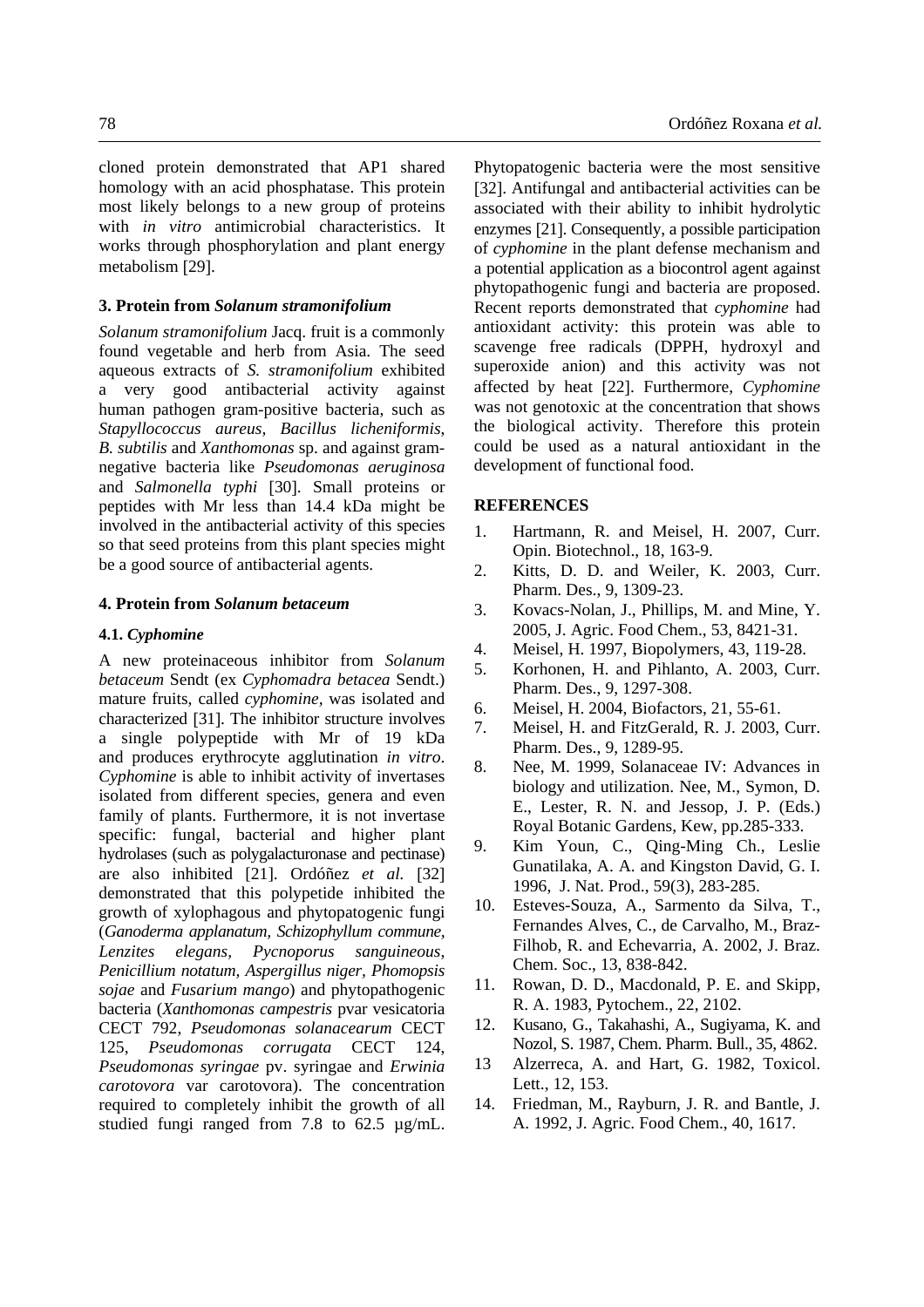cloned protein demonstrated that AP1 shared homology with an acid phosphatase. This protein most likely belongs to a new group of proteins with *in vitro* antimicrobial characteristics. It works through phosphorylation and plant energy metabolism [29].

### 3. Protein from *Solanum stramonifolium*

*Solanum stramonifolium* Jacq. fruit is a commonly found vegetable and herb from Asia. The seed aqueous extracts of *S. stramonifolium* exhibited a very good antibacterial activity against human pathogen gram-positive bacteria, such as *Stapyllococcus aureus, Bacillus licheniformis, B. subtilis* and *Xanthomonas* sp. and against gram-negative bacteria like *Pseudomonas aeruginosa* and *Salmonella typhi* [30]. Small proteins or peptides with Mr less than 14.4 kDa might be involved in the antibacterial activity of this species so that seed proteins from this plant species might be a good source of antibacterial agents.

### 4. Protein from *Solanum betaceum*

#### 4.1. *Cyphomine*

A new proteinaceous inhibitor from *Solanum betaceum* Sendt (ex *Cyphomadra betacea* Sendt.) mature fruits, called *cyphomine*, was isolated and characterized [31]. The inhibitor structure involves a single polypeptide with Mr of 19 kDa and produces erythrocyte agglutination *in vitro*. *Cyphomine* is able to inhibit activity of invertases isolated from different species, genera and even family of plants. Furthermore, it is not invertase specific: fungal, bacterial and higher plant hydrolases (such as polygalacturonase and pectinase) are also inhibited [21]. Ordóñez *et al.* [32] demonstrated that this polypetide inhibited the growth of xylophagous and phytopatogenic fungi (*Ganoderma applanatum, Schizophyllum commune, Lenzites elegans, Pycnoporus sanguineous, Penicillium notatum, Aspergillus niger, Phomopsis sojae* and *Fusarium mango*) and phytopathogenic bacteria (*Xanthomonas campestris* pvar vesicatoria CECT 792, *Pseudomonas solanacearum* CECT 125, *Pseudomonas corrugata* CECT 124, *Pseudomonas syringae* pv. syringae and *Erwinia carotovora* var carotovora). The concentration required to completely inhibit the growth of all studied fungi ranged from 7.8 to 62.5 µg/mL. Phytopatogenic bacteria were the most sensitive [32]. Antifungal and antibacterial activities can be associated with their ability to inhibit hydrolytic enzymes [21]. Consequently, a possible participation of *cyphomine* in the plant defense mechanism and a potential application as a biocontrol agent against phytopathogenic fungi and bacteria are proposed. Recent reports demonstrated that *cyphomine* had antioxidant activity: this protein was able to scavenge free radicals (DPPH, hydroxyl and superoxide anion) and this activity was not affected by heat [22]. Furthermore, *Cyphomine* was not genotoxic at the concentration that shows the biological activity. Therefore this protein could be used as a natural antioxidant in the development of functional food.

### REFERENCES

1. Hartmann, R. and Meisel, H. 2007, Curr. Opin. Biotechnol., 18, 163-9.
2. Kitts, D. D. and Weiler, K. 2003, Curr. Pharm. Des., 9, 1309-23.
3. Kovacs-Nolan, J., Phillips, M. and Mine, Y. 2005, J. Agric. Food Chem., 53, 8421-31.
4. Meisel, H. 1997, Biopolymers, 43, 119-28.
5. Korhonen, H. and Pihlanto, A. 2003, Curr. Pharm. Des., 9, 1297-308.
6. Meisel, H. 2004, Biofactors, 21, 55-61.
7. Meisel, H. and FitzGerald, R. J. 2003, Curr. Pharm. Des., 9, 1289-95.
8. Nee, M. 1999, Solanaceae IV: Advances in biology and utilization. Nee, M., Symon, D. E., Lester, R. N. and Jessop, J. P. (Eds.) Royal Botanic Gardens, Kew, pp.285-333.
9. Kim Youn, C., Qing-Ming Ch., Leslie Gunatilaka, A. A. and Kingston David, G. I. 1996, J. Nat. Prod., 59(3), 283-285.
10. Esteves-Souza, A., Sarmento da Silva, T., Fernandes Alves, C., de Carvalho, M., Braz-Filhob, R. and Echevarria, A. 2002, J. Braz. Chem. Soc., 13, 838-842.
11. Rowan, D. D., Macdonald, P. E. and Skipp, R. A. 1983, Pytochem., 22, 2102.
12. Kusano, G., Takahashi, A., Sugiyama, K. and Nozol, S. 1987, Chem. Pharm. Bull., 35, 4862.
13. Alzerreca, A. and Hart, G. 1982, Toxicol. Lett., 12, 153.
14. Friedman, M., Rayburn, J. R. and Bantle, J. A. 1992, J. Agric. Food Chem., 40, 1617.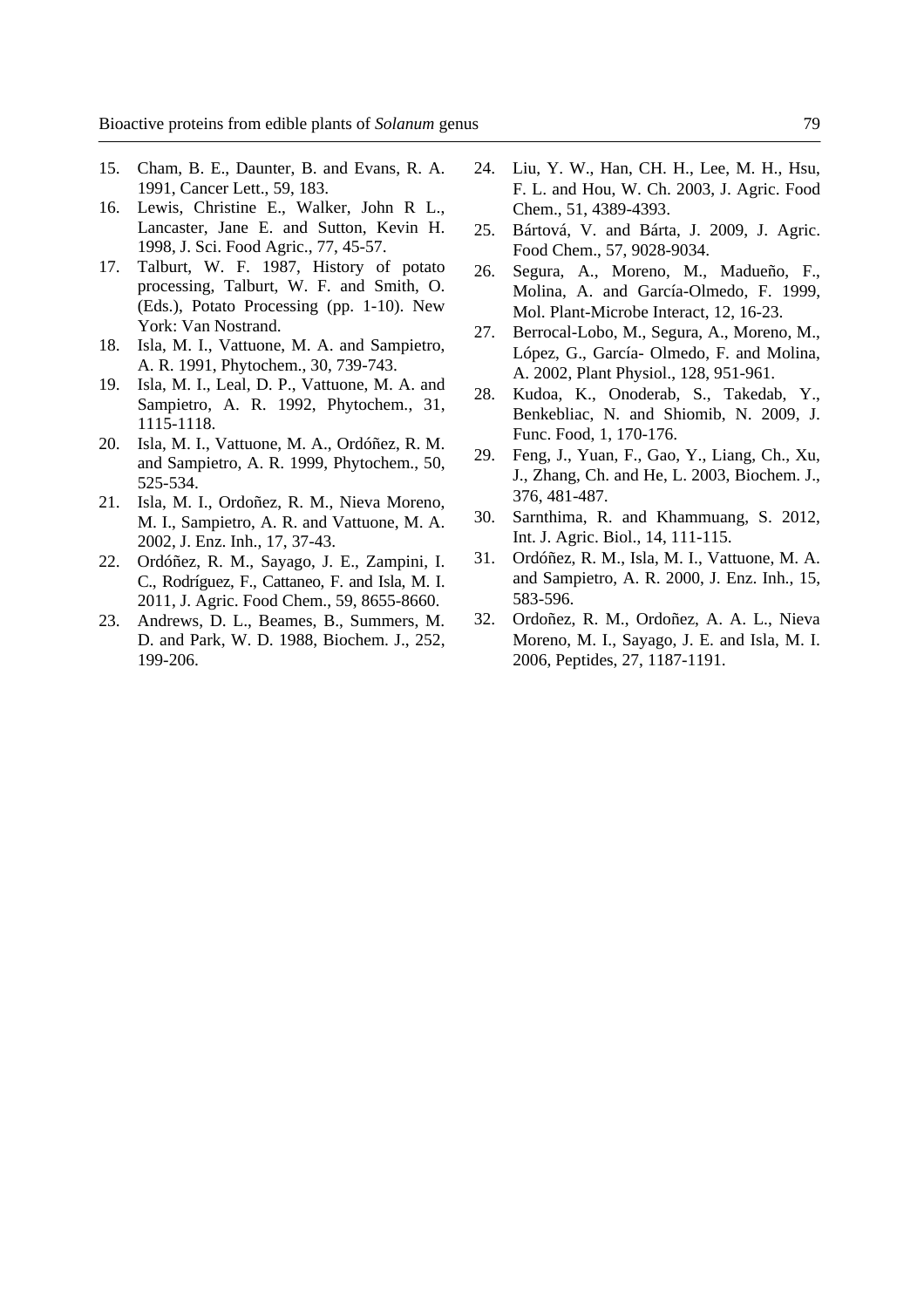15. Cham, B. E., Daunter, B. and Evans, R. A. 1991, Cancer Lett., 59, 183.
16. Lewis, Christine E., Walker, John R L., Lancaster, Jane E. and Sutton, Kevin H. 1998, J. Sci. Food Agric., 77, 45-57.
17. Talburt, W. F. 1987, History of potato processing, Talburt, W. F. and Smith, O. (Eds.), Potato Processing (pp. 1-10). New York: Van Nostrand.
18. Isla, M. I., Vattuone, M. A. and Sampietro, A. R. 1991, Phytochem., 30, 739-743.
19. Isla, M. I., Leal, D. P., Vattuone, M. A. and Sampietro, A. R. 1992, Phytochem., 31, 1115-1118.
20. Isla, M. I., Vattuone, M. A., Ordóñez, R. M. and Sampietro, A. R. 1999, Phytochem., 50, 525-534.
21. Isla, M. I., Ordoñez, R. M., Nieva Moreno, M. I., Sampietro, A. R. and Vattuone, M. A. 2002, J. Enz. Inh., 17, 37-43.
22. Ordóñez, R. M., Sayago, J. E., Zampini, I. C., Rodríguez, F., Cattaneo, F. and Isla, M. I. 2011, J. Agric. Food Chem., 59, 8655-8660.
23. Andrews, D. L., Beames, B., Summers, M. D. and Park, W. D. 1988, Biochem. J., 252, 199-206.
24. Liu, Y. W., Han, CH. H., Lee, M. H., Hsu, F. L. and Hou, W. Ch. 2003, J. Agric. Food Chem., 51, 4389-4393.
25. Bártová, V. and Bárta, J. 2009, J. Agric. Food Chem., 57, 9028-9034.
26. Segura, A., Moreno, M., Madueño, F., Molina, A. and García-Olmedo, F. 1999, Mol. Plant-Microbe Interact, 12, 16-23.
27. Berrocal-Lobo, M., Segura, A., Moreno, M., López, G., García- Olmedo, F. and Molina, A. 2002, Plant Physiol., 128, 951-961.
28. Kudoa, K., Onoderab, S., Takedab, Y., Benkebliac, N. and Shiomib, N. 2009, J. Func. Food, 1, 170-176.
29. Feng, J., Yuan, F., Gao, Y., Liang, Ch., Xu, J., Zhang, Ch. and He, L. 2003, Biochem. J., 376, 481-487.
30. Sarnthima, R. and Khammuang, S. 2012, Int. J. Agric. Biol., 14, 111-115.
31. Ordóñez, R. M., Isla, M. I., Vattuone, M. A. and Sampietro, A. R. 2000, J. Enz. Inh., 15, 583-596.
32. Ordoñez, R. M., Ordoñez, A. A. L., Nieva Moreno, M. I., Sayago, J. E. and Isla, M. I. 2006, Peptides, 27, 1187-1191.